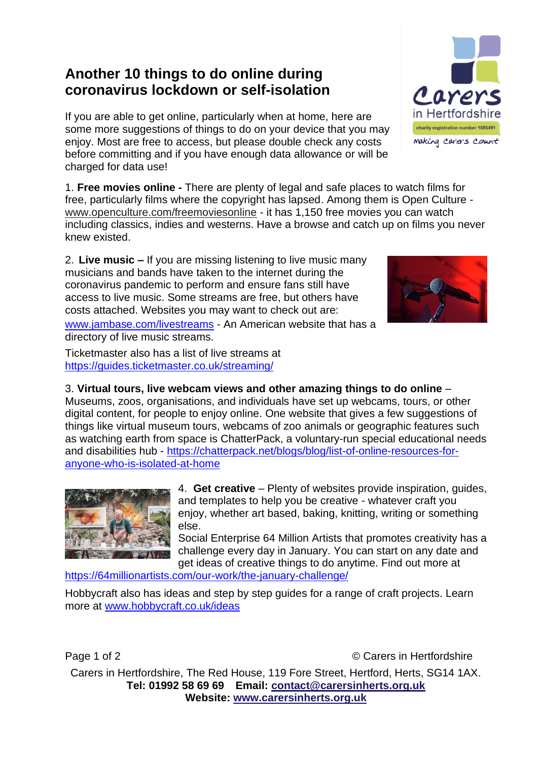# Another 10 things to do online during coronavirus lockdown or self-isolation

If you are able to get online, particularly when at home, here are some more suggestions of things to do on your device that you may enjoy. Most are free to access, but please double check any costs before committing and if you have enough data allowance or will be charged for data use!

1. **Free movies online -** There are plenty of legal and safe places to watch films for free, particularly films where the copyright has lapsed. Among them is Open Culture - www.openculture.com/freemoviesonline - it has 1,150 free movies you can watch including classics, indies and westerns. Have a browse and catch up on films you never knew existed.

2. **Live music –** If you are missing listening to live music many musicians and bands have taken to the internet during the coronavirus pandemic to perform and ensure fans still have access to live music. Some streams are free, but others have costs attached. Websites you may want to check out are: www.jambase.com/livestreams - An American website that has a directory of live music streams.

Ticketmaster also has a list of live streams at https://guides.ticketmaster.co.uk/streaming/

3. **Virtual tours, live webcam views and other amazing things to do online** – Museums, zoos, organisations, and individuals have set up webcams, tours, or other digital content, for people to enjoy online. One website that gives a few suggestions of things like virtual museum tours, webcams of zoo animals or geographic features such as watching earth from space is ChatterPack, a voluntary-run special educational needs and disabilities hub - https://chatterpack.net/blogs/blog/list-of-online-resources-for-anyone-who-is-isolated-at-home

4. **Get creative** – Plenty of websites provide inspiration, guides, and templates to help you be creative - whatever craft you enjoy, whether art based, baking, knitting, writing or something else.

Social Enterprise 64 Million Artists that promotes creativity has a challenge every day in January. You can start on any date and get ideas of creative things to do anytime. Find out more at https://64millionartists.com/our-work/the-january-challenge/

Hobbycraft also has ideas and step by step guides for a range of craft projects. Learn more at www.hobbycraft.co.uk/ideas

© Carers in Hertfordshire

Carers in Hertfordshire, The Red House, 119 Fore Street, Hertford, Herts, SG14 1AX.
**Tel: 01992 58 69 69 Email: contact@carersinherts.org.uk**
**Website: www.carersinherts.org.uk**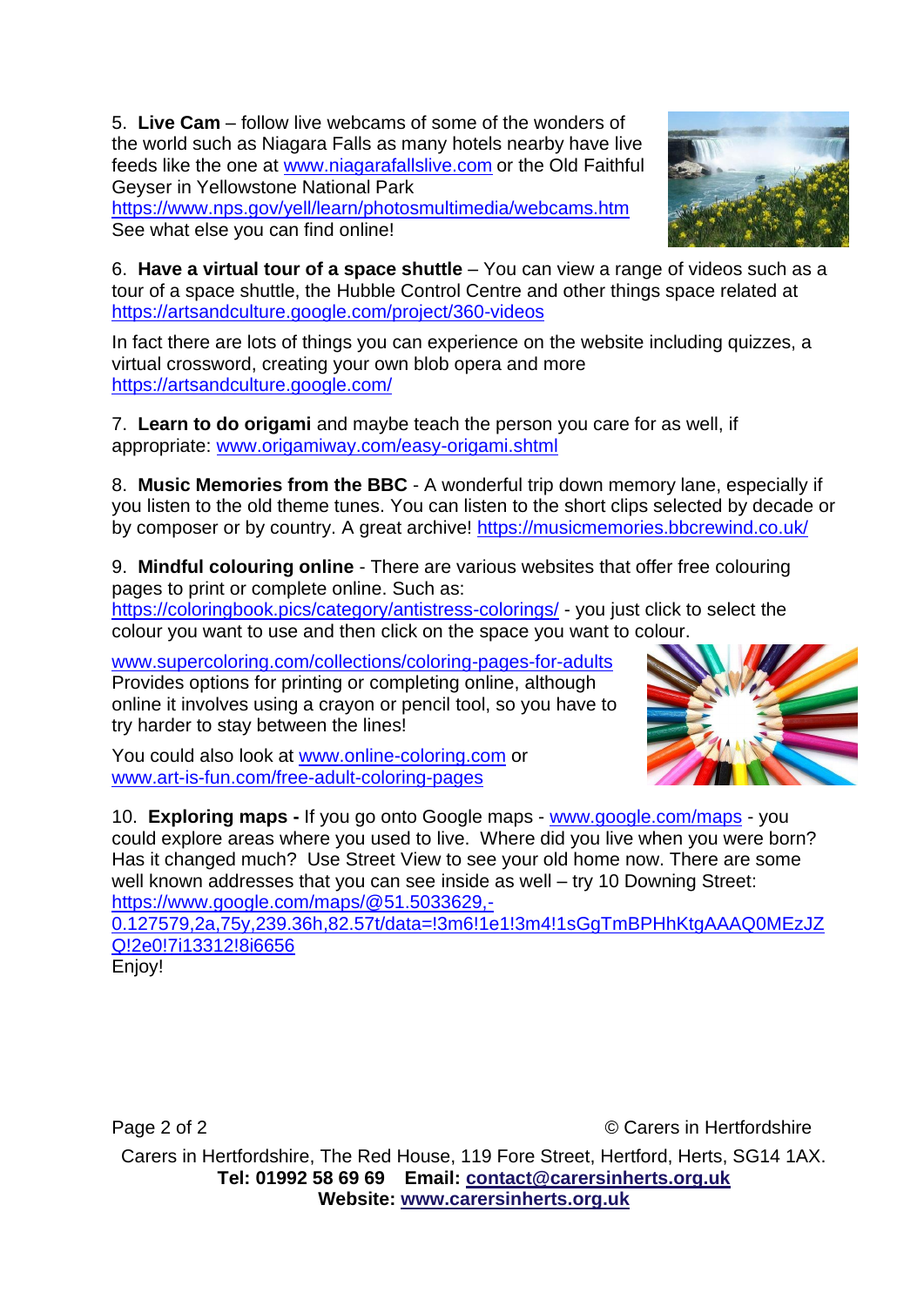5. **Live Cam** – follow live webcams of some of the wonders of the world such as Niagara Falls as many hotels nearby have live feeds like the one at www.niagarafallslive.com or the Old Faithful Geyser in Yellowstone National Park https://www.nps.gov/yell/learn/photosmultimedia/webcams.htm See what else you can find online!

6. **Have a virtual tour of a space shuttle** – You can view a range of videos such as a tour of a space shuttle, the Hubble Control Centre and other things space related at https://artsandculture.google.com/project/360-videos

In fact there are lots of things you can experience on the website including quizzes, a virtual crossword, creating your own blob opera and more https://artsandculture.google.com/

7. **Learn to do origami** and maybe teach the person you care for as well, if appropriate: www.origamiway.com/easy-origami.shtml

8. **Music Memories from the BBC** - A wonderful trip down memory lane, especially if you listen to the old theme tunes. You can listen to the short clips selected by decade or by composer or by country. A great archive! https://musicmemories.bbcrewind.co.uk/

9. **Mindful colouring online** - There are various websites that offer free colouring pages to print or complete online. Such as: https://coloringbook.pics/category/antistress-colorings/ - you just click to select the colour you want to use and then click on the space you want to colour.

www.supercoloring.com/collections/coloring-pages-for-adults Provides options for printing or completing online, although online it involves using a crayon or pencil tool, so you have to try harder to stay between the lines!

You could also look at www.online-coloring.com or www.art-is-fun.com/free-adult-coloring-pages

10. **Exploring maps -** If you go onto Google maps - www.google.com/maps - you could explore areas where you used to live. Where did you live when you were born? Has it changed much? Use Street View to see your old home now. There are some well known addresses that you can see inside as well – try 10 Downing Street: https://www.google.com/maps/@51.5033629,-0.127579,2a,75y,239.36h,82.57t/data=!3m6!1e1!3m4!1sGgTmBPHhKtgAAAQ0MEzJZQ!2e0!7i13312!8i6656
Enjoy!

© Carers in Hertfordshire

Carers in Hertfordshire, The Red House, 119 Fore Street, Hertford, Herts, SG14 1AX.
**Tel: 01992 58 69 69 Email: contact@carersinherts.org.uk**
**Website: www.carersinherts.org.uk**